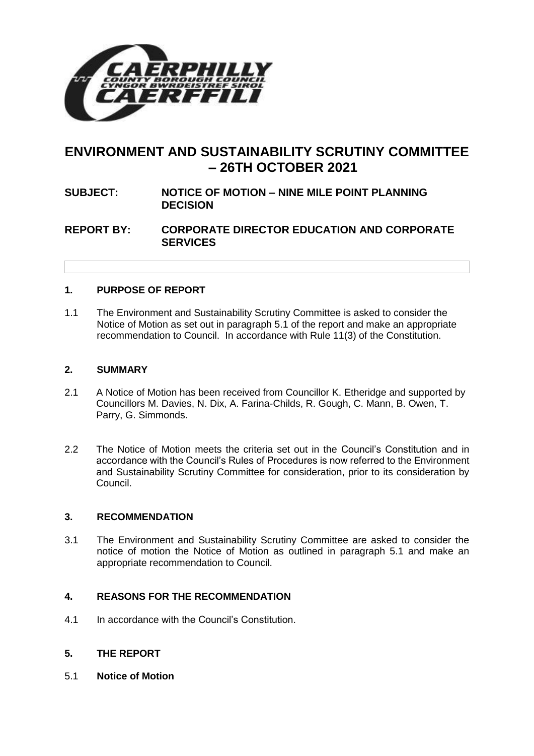# ENVIRONMENT AND SUSTAINABILITY SCRUTINY COMMITTEE – 26TH OCTOBER 2021

**SUBJECT:** NOTICE OF MOTION – NINE MILE POINT PLANNING DECISION

**REPORT BY:** CORPORATE DIRECTOR EDUCATION AND CORPORATE SERVICES

## 1. PURPOSE OF REPORT

1.1 The Environment and Sustainability Scrutiny Committee is asked to consider the Notice of Motion as set out in paragraph 5.1 of the report and make an appropriate recommendation to Council. In accordance with Rule 11(3) of the Constitution.

## 2. SUMMARY

2.1 A Notice of Motion has been received from Councillor K. Etheridge and supported by Councillors M. Davies, N. Dix, A. Farina-Childs, R. Gough, C. Mann, B. Owen, T. Parry, G. Simmonds.

2.2 The Notice of Motion meets the criteria set out in the Council's Constitution and in accordance with the Council's Rules of Procedures is now referred to the Environment and Sustainability Scrutiny Committee for consideration, prior to its consideration by Council.

## 3. RECOMMENDATION

3.1 The Environment and Sustainability Scrutiny Committee are asked to consider the notice of motion the Notice of Motion as outlined in paragraph 5.1 and make an appropriate recommendation to Council.

## 4. REASONS FOR THE RECOMMENDATION

4.1 In accordance with the Council's Constitution.

## 5. THE REPORT

5.1 **Notice of Motion**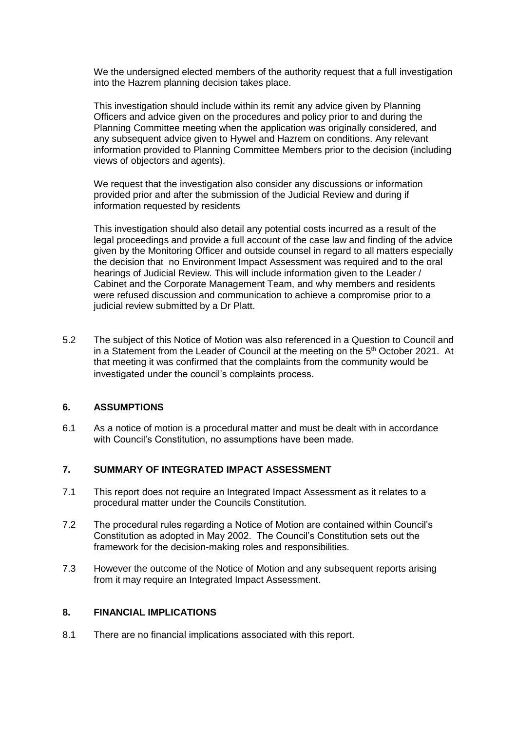We the undersigned elected members of the authority request that a full investigation into the Hazrem planning decision takes place.

This investigation should include within its remit any advice given by Planning Officers and advice given on the procedures and policy prior to and during the Planning Committee meeting when the application was originally considered, and any subsequent advice given to Hywel and Hazrem on conditions. Any relevant information provided to Planning Committee Members prior to the decision (including views of objectors and agents).

We request that the investigation also consider any discussions or information provided prior and after the submission of the Judicial Review and during if information requested by residents

This investigation should also detail any potential costs incurred as a result of the legal proceedings and provide a full account of the case law and finding of the advice given by the Monitoring Officer and outside counsel in regard to all matters especially the decision that no Environment Impact Assessment was required and to the oral hearings of Judicial Review. This will include information given to the Leader / Cabinet and the Corporate Management Team, and why members and residents were refused discussion and communication to achieve a compromise prior to a judicial review submitted by a Dr Platt.

5.2 The subject of this Notice of Motion was also referenced in a Question to Council and in a Statement from the Leader of Council at the meeting on the 5th October 2021. At that meeting it was confirmed that the complaints from the community would be investigated under the council's complaints process.

## 6. ASSUMPTIONS

6.1 As a notice of motion is a procedural matter and must be dealt with in accordance with Council's Constitution, no assumptions have been made.

## 7. SUMMARY OF INTEGRATED IMPACT ASSESSMENT

7.1 This report does not require an Integrated Impact Assessment as it relates to a procedural matter under the Councils Constitution.

7.2 The procedural rules regarding a Notice of Motion are contained within Council's Constitution as adopted in May 2002. The Council's Constitution sets out the framework for the decision-making roles and responsibilities.

7.3 However the outcome of the Notice of Motion and any subsequent reports arising from it may require an Integrated Impact Assessment.

## 8. FINANCIAL IMPLICATIONS

8.1 There are no financial implications associated with this report.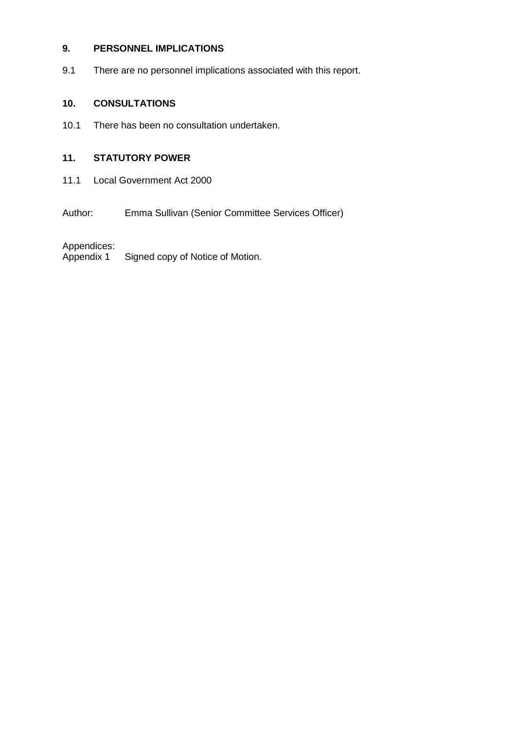## 9. PERSONNEL IMPLICATIONS

9.1 There are no personnel implications associated with this report.

## 10. CONSULTATIONS

10.1 There has been no consultation undertaken.

## 11. STATUTORY POWER

11.1 Local Government Act 2000

Author: Emma Sullivan (Senior Committee Services Officer)

Appendices:
Appendix 1 Signed copy of Notice of Motion.